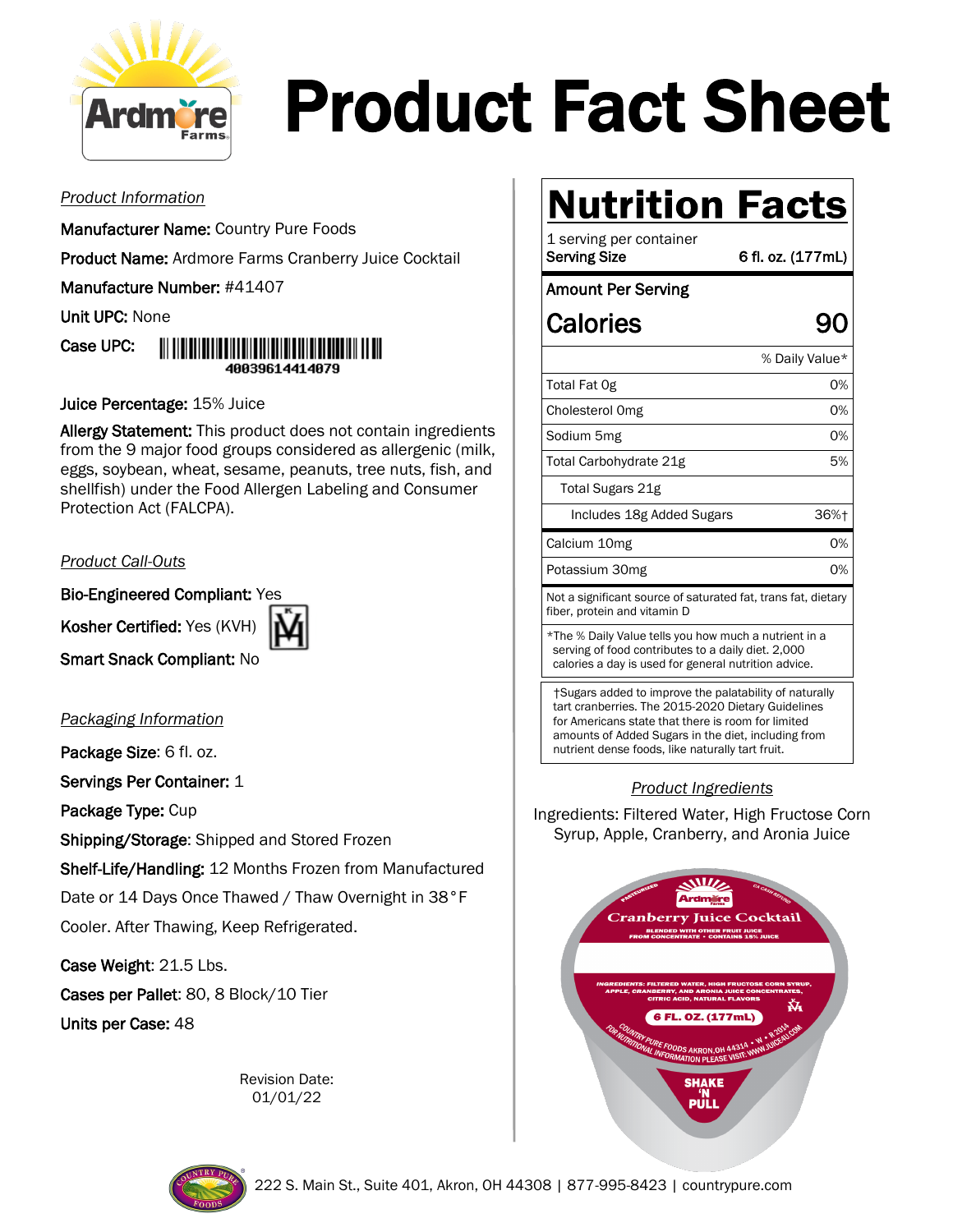# Product Fact Sheet

*Product Information*

**Manufacturer Name:** Country Pure Foods

**Product Name:** Ardmore Farms Cranberry Juice Cocktail

**Manufacture Number:** #41407

**Unit UPC:** None

**Case UPC:** 40039614414079

**Juice Percentage:** 15% Juice

**Allergy Statement:** This product does not contain ingredients from the 9 major food groups considered as allergenic (milk, eggs, soybean, wheat, sesame, peanuts, tree nuts, fish, and shellfish) under the Food Allergen Labeling and Consumer Protection Act (FALCPA).

*Product Call-Outs*

**Bio-Engineered Compliant:** Yes

**Kosher Certified:** Yes (KVH)

**Smart Snack Compliant:** No

*Packaging Information*

**Package Size**: 6 fl. oz.

**Servings Per Container:** 1

**Package Type:** Cup

**Shipping/Storage**: Shipped and Stored Frozen

**Shelf-Life/Handling:** 12 Months Frozen from Manufactured Date or 14 Days Once Thawed / Thaw Overnight in 38°F Cooler. After Thawing, Keep Refrigerated.

**Case Weight**: 21.5 Lbs.

**Cases per Pallet**: 80, 8 Block/10 Tier

**Units per Case:** 48

Revision Date: 01/01/22

## Nutrition Facts

1 serving per container

| **Serving Size** | **6 fl. oz. (177mL)** |
|---|---|
| **Amount Per Serving** | |
| **Calories** | **90** |
| | % Daily Value* |
| Total Fat 0g | 0% |
| Cholesterol 0mg | 0% |
| Sodium 5mg | 0% |
| Total Carbohydrate 21g | 5% |
| Total Sugars 21g | |
| Includes 18g Added Sugars | 36%† |
| Calcium 10mg | 0% |
| Potassium 30mg | 0% |

Not a significant source of saturated fat, trans fat, dietary fiber, protein and vitamin D

*The % Daily Value tells you how much a nutrient in a serving of food contributes to a daily diet. 2,000 calories a day is used for general nutrition advice.

†Sugars added to improve the palatability of naturally tart cranberries. The 2015-2020 Dietary Guidelines for Americans state that there is room for limited amounts of Added Sugars in the diet, including from nutrient dense foods, like naturally tart fruit.

*Product Ingredients*

Ingredients: Filtered Water, High Fructose Corn Syrup, Apple, Cranberry, and Aronia Juice

222 S. Main St., Suite 401, Akron, OH 44308 | 877-995-8423 | countrypure.com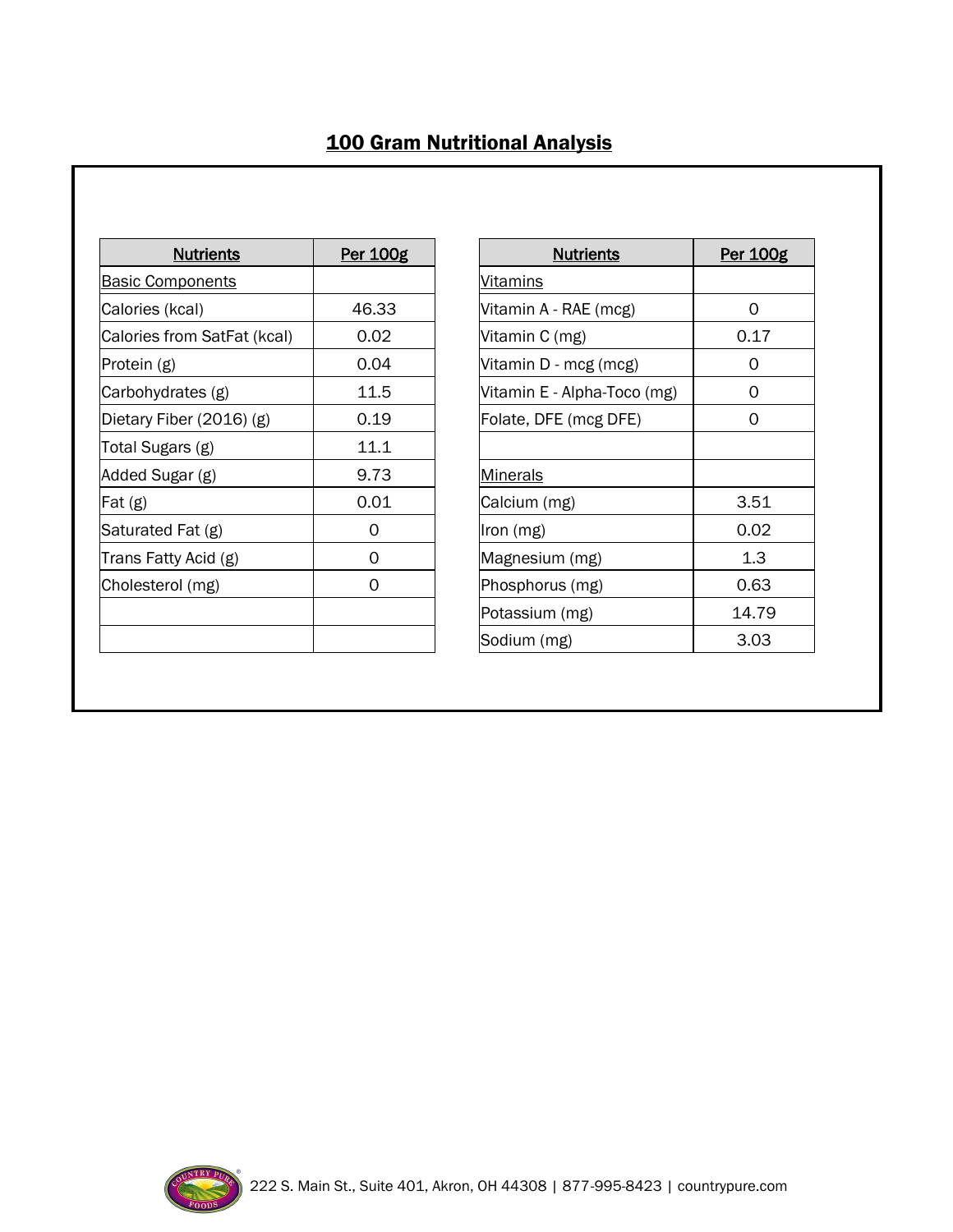## 100 Gram Nutritional Analysis

| Nutrients | Per 100g |
|---|---|
| Basic Components | |
| Calories (kcal) | 46.33 |
| Calories from SatFat (kcal) | 0.02 |
| Protein (g) | 0.04 |
| Carbohydrates (g) | 11.5 |
| Dietary Fiber (2016) (g) | 0.19 |
| Total Sugars (g) | 11.1 |
| Added Sugar (g) | 9.73 |
| Fat (g) | 0.01 |
| Saturated Fat (g) | 0 |
| Trans Fatty Acid (g) | 0 |
| Cholesterol (mg) | 0 |
| | |
| | |

| Nutrients | Per 100g |
|---|---|
| Vitamins | |
| Vitamin A - RAE (mcg) | 0 |
| Vitamin C (mg) | 0.17 |
| Vitamin D - mcg (mcg) | 0 |
| Vitamin E - Alpha-Toco (mg) | 0 |
| Folate, DFE (mcg DFE) | 0 |
| | |
| Minerals | |
| Calcium (mg) | 3.51 |
| Iron (mg) | 0.02 |
| Magnesium (mg) | 1.3 |
| Phosphorus (mg) | 0.63 |
| Potassium (mg) | 14.79 |
| Sodium (mg) | 3.03 |

222 S. Main St., Suite 401, Akron, OH 44308 | 877-995-8423 | countrypure.com